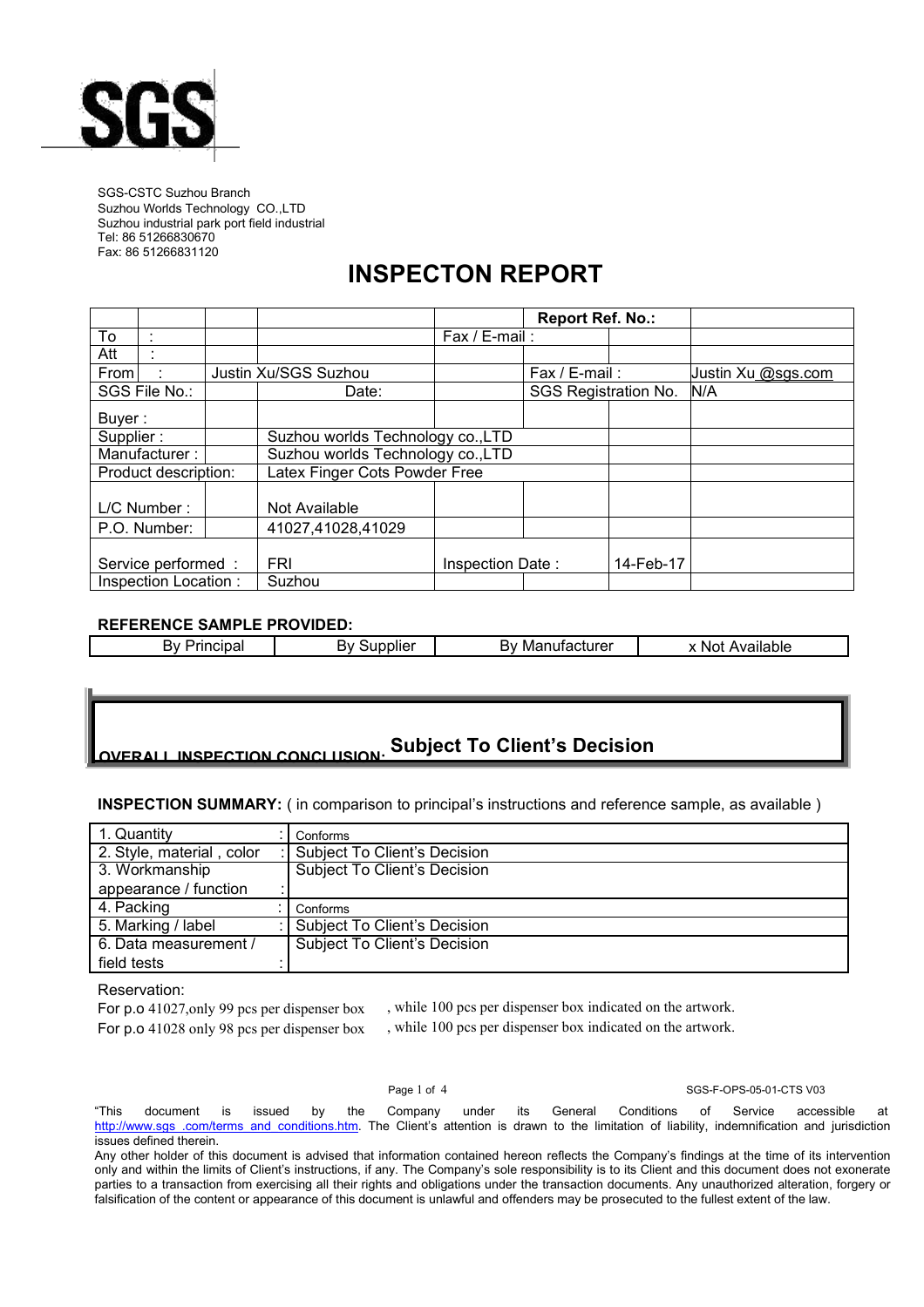SGS

SGS-CSTC Suzhou Branch
Suzhou Worlds Technology CO.,LTD
Suzhou industrial park port field industrial
Tel: 86 51266830670
Fax: 86 51266831120

# INSPECTON REPORT

| | | | | Report Ref. No.: | | |
|---|---|---|---|---|---|---|
| To | : | | Fax / E-mail : | | | |
| Att | : | | | | | |
| From | : | Justin Xu/SGS Suzhou | | Fax / E-mail : | | Justin Xu @sgs.com |
| SGS File No.: | | Date: | | SGS Registration No. | | N/A |
| Buyer : | | | | | | |
| Supplier : | | Suzhou worlds Technology co.,LTD | | | | |
| Manufacturer : | | Suzhou worlds Technology co.,LTD | | | | |
| Product description: | | Latex Finger Cots Powder Free | | | | |
| L/C Number : | | Not Available | | | | |
| P.O. Number: | | 41027,41028,41029 | | | | |
| Service performed : | | FRI | Inspection Date : | | 14-Feb-17 | |
| Inspection Location : | | Suzhou | | | | |

**REFERENCE SAMPLE PROVIDED:**

| By Principal | By Supplier | By Manufacturer | x Not Available |
|---|---|---|---|

**OVERALL INSPECTION CONCLUSION: Subject To Client's Decision**

**INSPECTION SUMMARY:** ( in comparison to principal's instructions and reference sample, as available )

| | |
|---|---|
| 1. Quantity : | Conforms |
| 2. Style, material , color : | Subject To Client's Decision |
| 3. Workmanship appearance / function : | Subject To Client's Decision |
| 4. Packing : | Conforms |
| 5. Marking / label : | Subject To Client's Decision |
| 6. Data measurement / field tests : | Subject To Client's Decision |

Reservation:

For p.o 41027,only 99 pcs per dispenser box , while 100 pcs per dispenser box indicated on the artwork.

For p.o 41028 only 98 pcs per dispenser box , while 100 pcs per dispenser box indicated on the artwork.

SGS-F-OPS-05-01-CTS V03

"This document is issued by the Company under its General Conditions of Service accessible at http://www.sgs .com/terms and conditions.htm. The Client's attention is drawn to the limitation of liability, indemnification and jurisdiction issues defined therein.

Any other holder of this document is advised that information contained hereon reflects the Company's findings at the time of its intervention only and within the limits of Client's instructions, if any. The Company's sole responsibility is to its Client and this document does not exonerate parties to a transaction from exercising all their rights and obligations under the transaction documents. Any unauthorized alteration, forgery or falsification of the content or appearance of this document is unlawful and offenders may be prosecuted to the fullest extent of the law.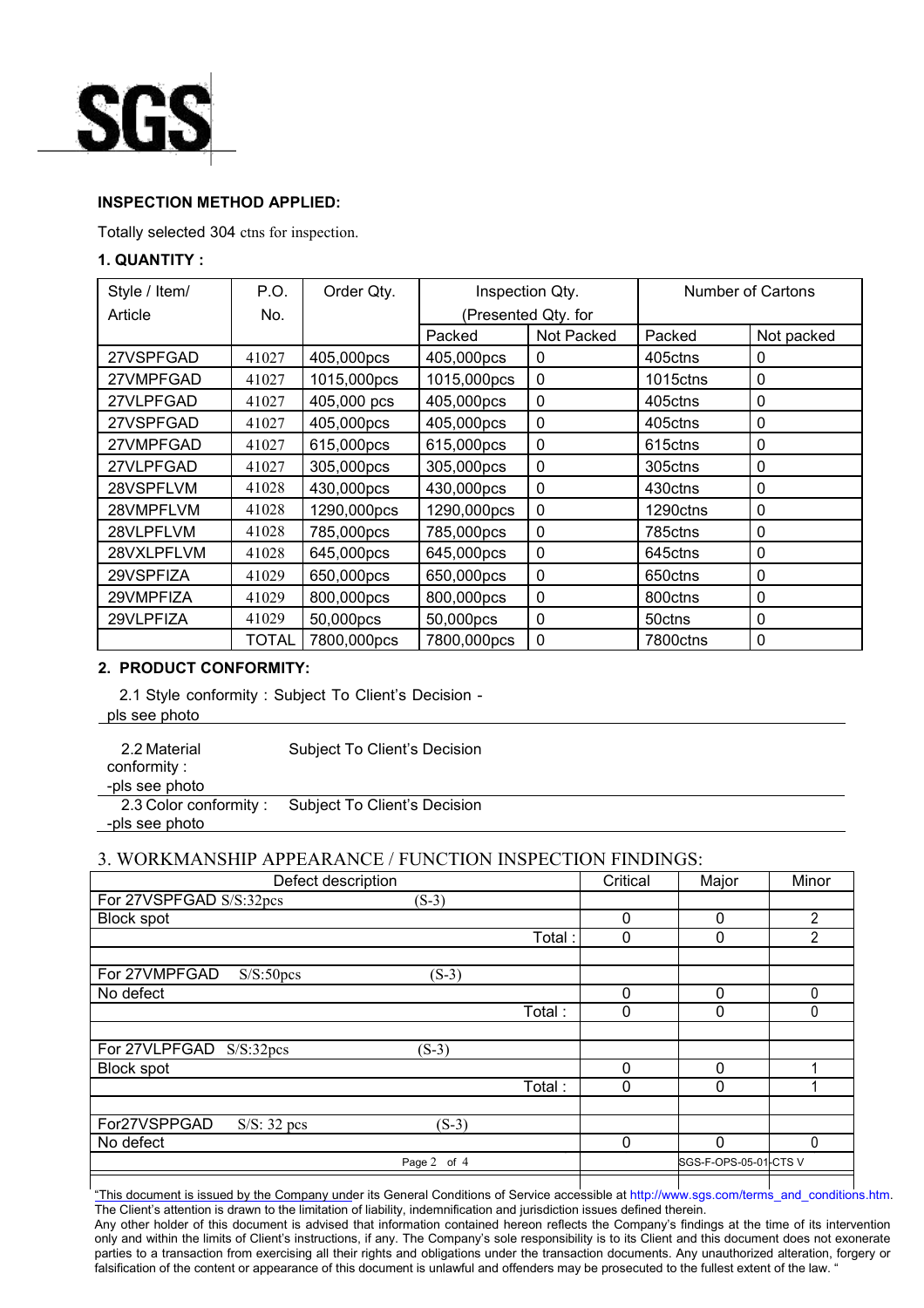SGS

**INSPECTION METHOD APPLIED:**

Totally selected 304 ctns for inspection.

**1. QUANTITY :**

| Style / Item/ Article | P.O. No. | Order Qty. | Inspection Qty. (Presented Qty. for | | Number of Cartons | |
|---|---|---|---|---|---|---|
| | | | Packed | Not Packed | Packed | Not packed |
| 27VSPFGAD | 41027 | 405,000pcs | 405,000pcs | 0 | 405ctns | 0 |
| 27VMPFGAD | 41027 | 1015,000pcs | 1015,000pcs | 0 | 1015ctns | 0 |
| 27VLPFGAD | 41027 | 405,000 pcs | 405,000pcs | 0 | 405ctns | 0 |
| 27VSPFGAD | 41027 | 405,000pcs | 405,000pcs | 0 | 405ctns | 0 |
| 27VMPFGAD | 41027 | 615,000pcs | 615,000pcs | 0 | 615ctns | 0 |
| 27VLPFGAD | 41027 | 305,000pcs | 305,000pcs | 0 | 305ctns | 0 |
| 28VSPFLVM | 41028 | 430,000pcs | 430,000pcs | 0 | 430ctns | 0 |
| 28VMPFLVM | 41028 | 1290,000pcs | 1290,000pcs | 0 | 1290ctns | 0 |
| 28VLPFLVM | 41028 | 785,000pcs | 785,000pcs | 0 | 785ctns | 0 |
| 28VXLPFLVM | 41028 | 645,000pcs | 645,000pcs | 0 | 645ctns | 0 |
| 29VSPFIZA | 41029 | 650,000pcs | 650,000pcs | 0 | 650ctns | 0 |
| 29VMPFIZA | 41029 | 800,000pcs | 800,000pcs | 0 | 800ctns | 0 |
| 29VLPFIZA | 41029 | 50,000pcs | 50,000pcs | 0 | 50ctns | 0 |
| | TOTAL | 7800,000pcs | 7800,000pcs | 0 | 7800ctns | 0 |

**2. PRODUCT CONFORMITY:**

2.1 Style conformity : Subject To Client's Decision - pls see photo

2.2 Material conformity : Subject To Client's Decision -pls see photo

2.3 Color conformity : Subject To Client's Decision -pls see photo

3. WORKMANSHIP APPEARANCE / FUNCTION INSPECTION FINDINGS:

| Defect description | Critical | Major | Minor |
|---|---|---|---|
| For 27VSPFGAD S/S:32pcs (S-3) | | | |
| Block spot | 0 | 0 | 2 |
| Total : | 0 | 0 | 2 |
| | | | |
| For 27VMPFGAD S/S:50pcs (S-3) | | | |
| No defect | 0 | 0 | 0 |
| Total : | 0 | 0 | 0 |
| | | | |
| For 27VLPFGAD S/S:32pcs (S-3) | | | |
| Block spot | 0 | 0 | 1 |
| Total : | 0 | 0 | 1 |
| | | | |
| For27VSPPGAD S/S: 32 pcs (S-3) | | | |
| No defect | 0 | 0 | 0 |

SGS-F-OPS-05-01-CTS V

"This document is issued by the Company under its General Conditions of Service accessible at http://www.sgs.com/terms_and_conditions.htm. The Client's attention is drawn to the limitation of liability, indemnification and jurisdiction issues defined therein.
Any other holder of this document is advised that information contained hereon reflects the Company's findings at the time of its intervention only and within the limits of Client's instructions, if any. The Company's sole responsibility is to its Client and this document does not exonerate parties to a transaction from exercising all their rights and obligations under the transaction documents. Any unauthorized alteration, forgery or falsification of the content or appearance of this document is unlawful and offenders may be prosecuted to the fullest extent of the law. "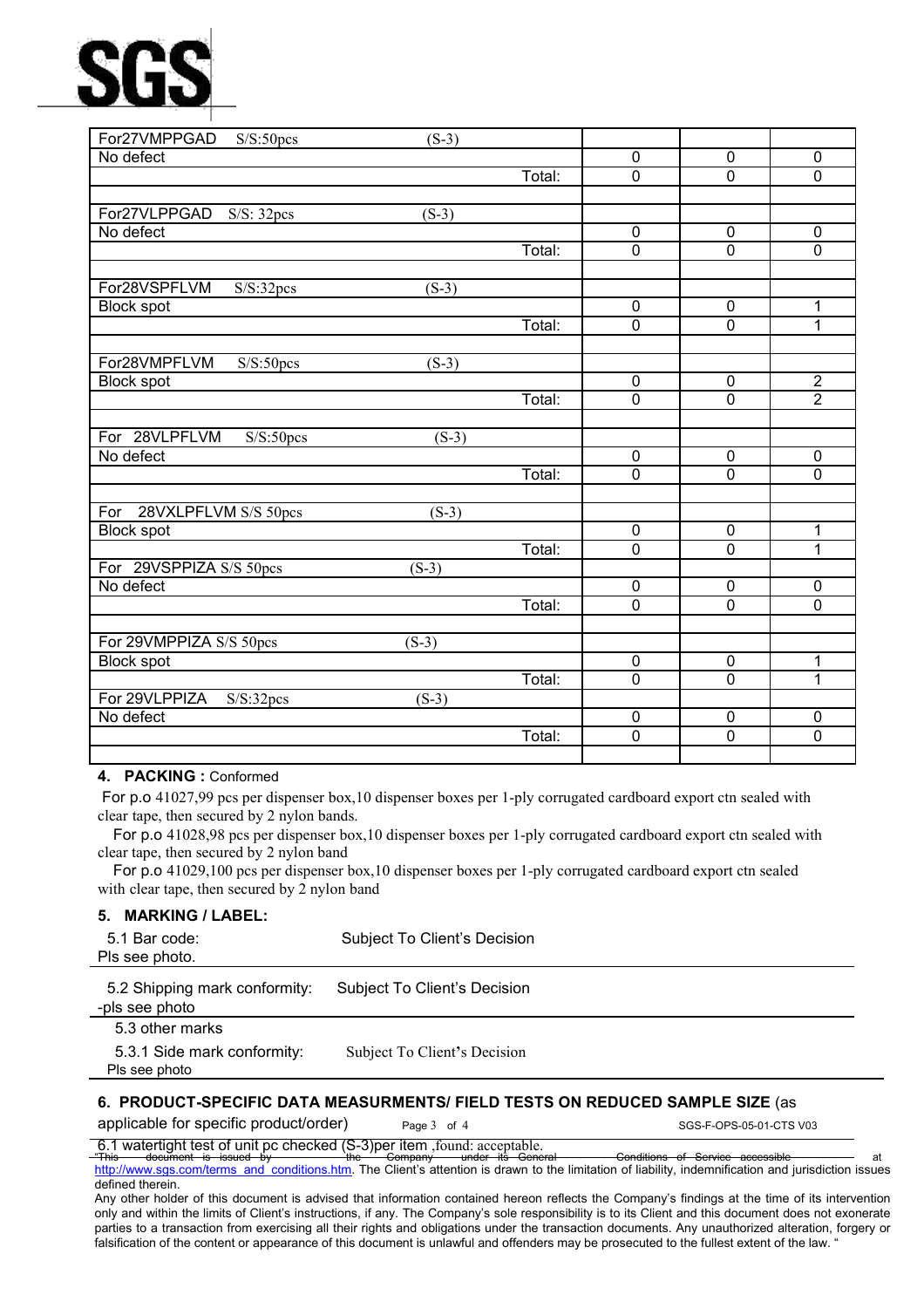| | | | |
|---|---|---|---|
| For27VMPPGAD S/S:50pcs (S-3) | | | |
| No defect | 0 | 0 | 0 |
| Total: | 0 | 0 | 0 |
| | | | |
| For27VLPPGAD S/S: 32pcs (S-3) | | | |
| No defect | 0 | 0 | 0 |
| Total: | 0 | 0 | 0 |
| | | | |
| For28VSPFLVM S/S:32pcs (S-3) | | | |
| Block spot | 0 | 0 | 1 |
| Total: | 0 | 0 | 1 |
| | | | |
| For28VMPFLVM S/S:50pcs (S-3) | | | |
| Block spot | 0 | 0 | 2 |
| Total: | 0 | 0 | 2 |
| | | | |
| For 28VLPFLVM S/S:50pcs (S-3) | | | |
| No defect | 0 | 0 | 0 |
| Total: | 0 | 0 | 0 |
| | | | |
| For 28VXLPFLVM S/S 50pcs (S-3) | | | |
| Block spot | 0 | 0 | 1 |
| Total: | 0 | 0 | 1 |
| For 29VSPPIZA S/S 50pcs (S-3) | | | |
| No defect | 0 | 0 | 0 |
| Total: | 0 | 0 | 0 |
| | | | |
| For 29VMPPIZA S/S 50pcs (S-3) | | | |
| Block spot | 0 | 0 | 1 |
| Total: | 0 | 0 | 1 |
| For 29VLPPIZA S/S:32pcs (S-3) | | | |
| No defect | 0 | 0 | 0 |
| Total: | 0 | 0 | 0 |
| | | | |

**4. PACKING :** Conformed

For p.o 41027,99 pcs per dispenser box,10 dispenser boxes per 1-ply corrugated cardboard export ctn sealed with clear tape, then secured by 2 nylon bands.

For p.o 41028,98 pcs per dispenser box,10 dispenser boxes per 1-ply corrugated cardboard export ctn sealed with clear tape, then secured by 2 nylon band

For p.o 41029,100 pcs per dispenser box,10 dispenser boxes per 1-ply corrugated cardboard export ctn sealed with clear tape, then secured by 2 nylon band

**5. MARKING / LABEL:**

5.1 Bar code: Subject To Client's Decision
Pls see photo.

5.2 Shipping mark conformity: Subject To Client's Decision
-pls see photo

5.3 other marks

5.3.1 Side mark conformity: Subject To Client's Decision
Pls see photo

**6. PRODUCT-SPECIFIC DATA MEASURMENTS/ FIELD TESTS ON REDUCED SAMPLE SIZE** (as applicable for specific product/order)

6.1 watertight test of unit pc checked (S-3)per item ,found: acceptable.

"This document is issued by the Company under its General Conditions of Service accessible at http://www.sgs.com/terms_and_conditions.htm. The Client's attention is drawn to the limitation of liability, indemnification and jurisdiction issues defined therein.
Any other holder of this document is advised that information contained hereon reflects the Company's findings at the time of its intervention only and within the limits of Client's instructions, if any. The Company's sole responsibility is to its Client and this document does not exonerate parties to a transaction from exercising all their rights and obligations under the transaction documents. Any unauthorized alteration, forgery or falsification of the content or appearance of this document is unlawful and offenders may be prosecuted to the fullest extent of the law. "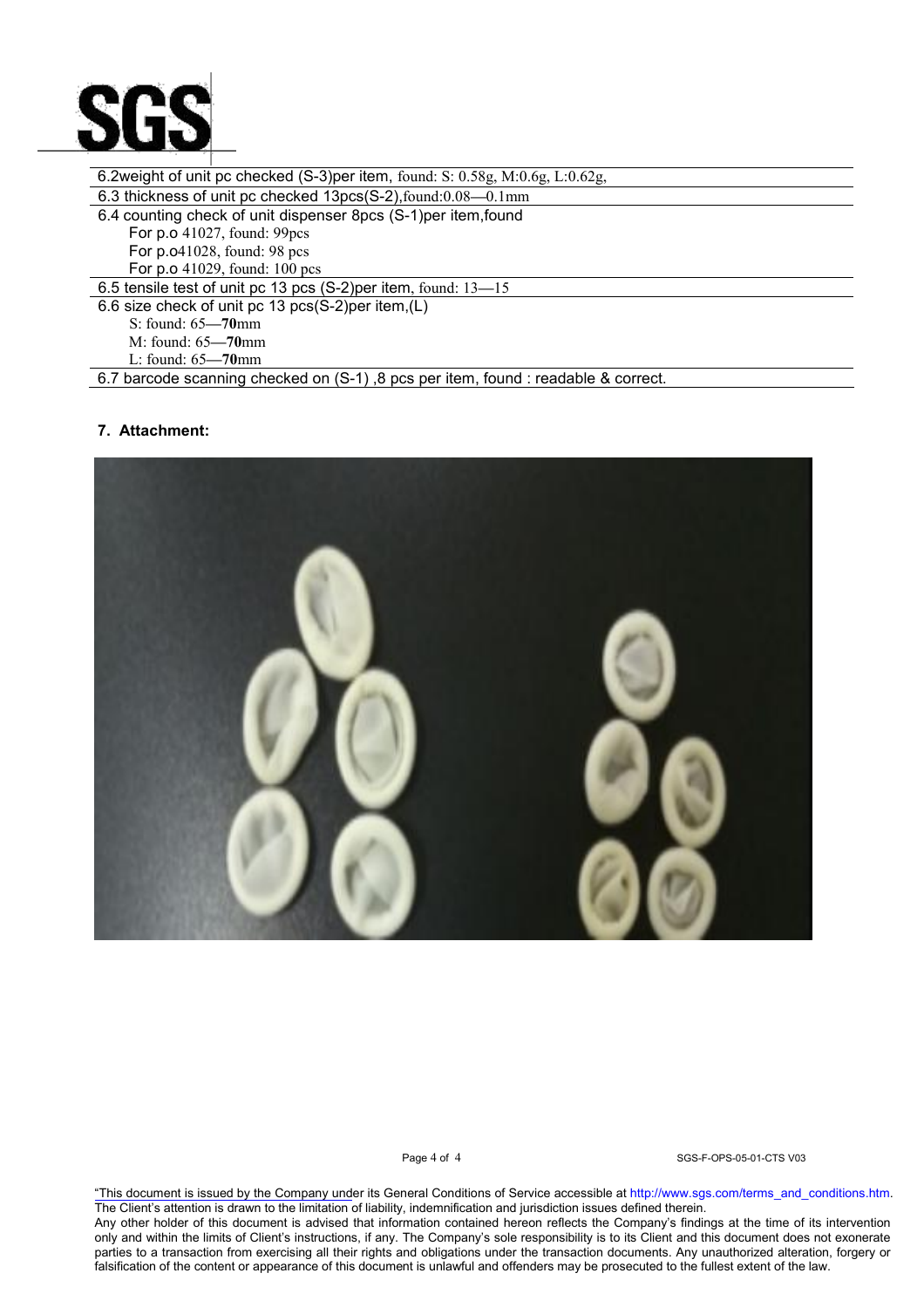6.2weight of unit pc checked (S-3)per item, found: S: 0.58g, M:0.6g, L:0.62g,

6.3 thickness of unit pc checked 13pcs(S-2),found:0.08—0.1mm

6.4 counting check of unit dispenser 8pcs (S-1)per item,found

For p.o 41027, found: 99pcs

For p.o41028, found: 98 pcs

For p.o 41029, found: 100 pcs

6.5 tensile test of unit pc 13 pcs (S-2)per item, found: 13—15

6.6 size check of unit pc 13 pcs(S-2)per item,(L)

S: found: 65—**70**mm

M: found: 65—**70**mm

L: found: 65—**70**mm

6.7 barcode scanning checked on (S-1) ,8 pcs per item, found : readable & correct.

## 7. Attachment:

"This document is issued by the Company under its General Conditions of Service accessible at http://www.sgs.com/terms_and_conditions.htm. The Client's attention is drawn to the limitation of liability, indemnification and jurisdiction issues defined therein.
Any other holder of this document is advised that information contained hereon reflects the Company's findings at the time of its intervention only and within the limits of Client's instructions, if any. The Company's sole responsibility is to its Client and this document does not exonerate parties to a transaction from exercising all their rights and obligations under the transaction documents. Any unauthorized alteration, forgery or falsification of the content or appearance of this document is unlawful and offenders may be prosecuted to the fullest extent of the law.